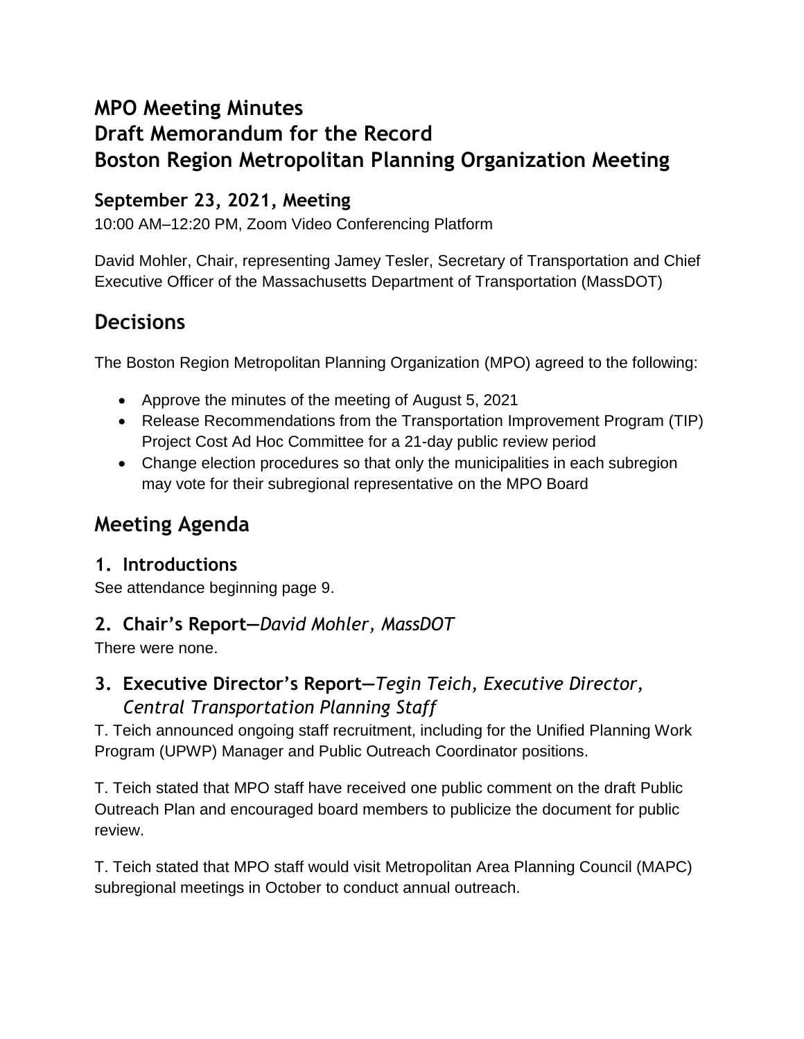# MPO Meeting Minutes
# Draft Memorandum for the Record
# Boston Region Metropolitan Planning Organization Meeting

### September 23, 2021, Meeting

10:00 AM–12:20 PM, Zoom Video Conferencing Platform

David Mohler, Chair, representing Jamey Tesler, Secretary of Transportation and Chief Executive Officer of the Massachusetts Department of Transportation (MassDOT)

## Decisions

The Boston Region Metropolitan Planning Organization (MPO) agreed to the following:

- Approve the minutes of the meeting of August 5, 2021
- Release Recommendations from the Transportation Improvement Program (TIP) Project Cost Ad Hoc Committee for a 21-day public review period
- Change election procedures so that only the municipalities in each subregion may vote for their subregional representative on the MPO Board

## Meeting Agenda

### 1. Introductions

See attendance beginning page 9.

### 2. Chair's Report—*David Mohler, MassDOT*

There were none.

### 3. Executive Director's Report—*Tegin Teich, Executive Director, Central Transportation Planning Staff*

T. Teich announced ongoing staff recruitment, including for the Unified Planning Work Program (UPWP) Manager and Public Outreach Coordinator positions.

T. Teich stated that MPO staff have received one public comment on the draft Public Outreach Plan and encouraged board members to publicize the document for public review.

T. Teich stated that MPO staff would visit Metropolitan Area Planning Council (MAPC) subregional meetings in October to conduct annual outreach.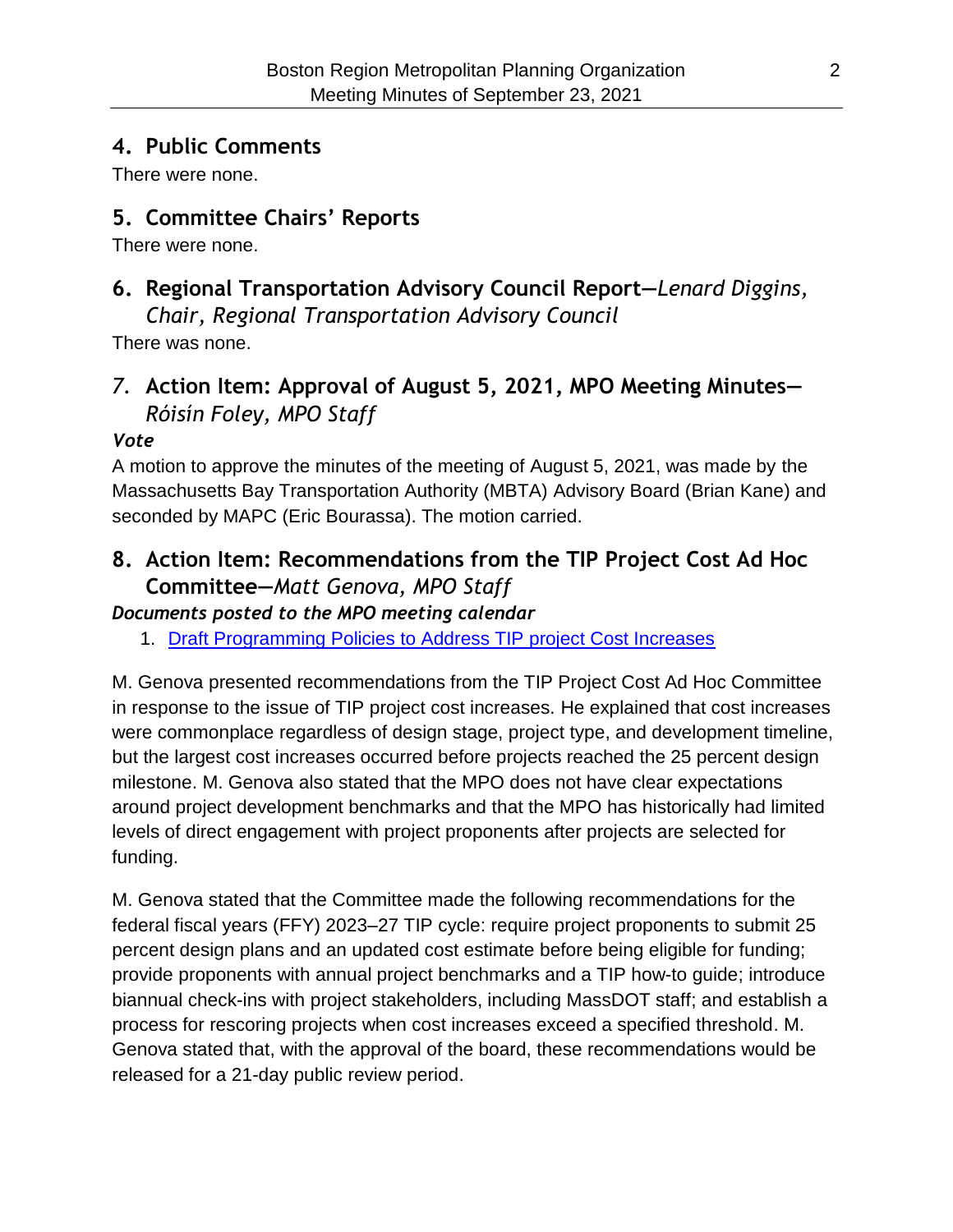## 4. Public Comments

There were none.

## 5. Committee Chairs' Reports

There were none.

## 6. Regional Transportation Advisory Council Report—*Lenard Diggins, Chair, Regional Transportation Advisory Council*

There was none.

## 7. Action Item: Approval of August 5, 2021, MPO Meeting Minutes—*Róisín Foley, MPO Staff*

***Vote***

A motion to approve the minutes of the meeting of August 5, 2021, was made by the Massachusetts Bay Transportation Authority (MBTA) Advisory Board (Brian Kane) and seconded by MAPC (Eric Bourassa). The motion carried.

## 8. Action Item: Recommendations from the TIP Project Cost Ad Hoc Committee—*Matt Genova, MPO Staff*

***Documents posted to the MPO meeting calendar***

1. Draft Programming Policies to Address TIP project Cost Increases

M. Genova presented recommendations from the TIP Project Cost Ad Hoc Committee in response to the issue of TIP project cost increases. He explained that cost increases were commonplace regardless of design stage, project type, and development timeline, but the largest cost increases occurred before projects reached the 25 percent design milestone. M. Genova also stated that the MPO does not have clear expectations around project development benchmarks and that the MPO has historically had limited levels of direct engagement with project proponents after projects are selected for funding.

M. Genova stated that the Committee made the following recommendations for the federal fiscal years (FFY) 2023–27 TIP cycle: require project proponents to submit 25 percent design plans and an updated cost estimate before being eligible for funding; provide proponents with annual project benchmarks and a TIP how-to guide; introduce biannual check-ins with project stakeholders, including MassDOT staff; and establish a process for rescoring projects when cost increases exceed a specified threshold. M. Genova stated that, with the approval of the board, these recommendations would be released for a 21-day public review period.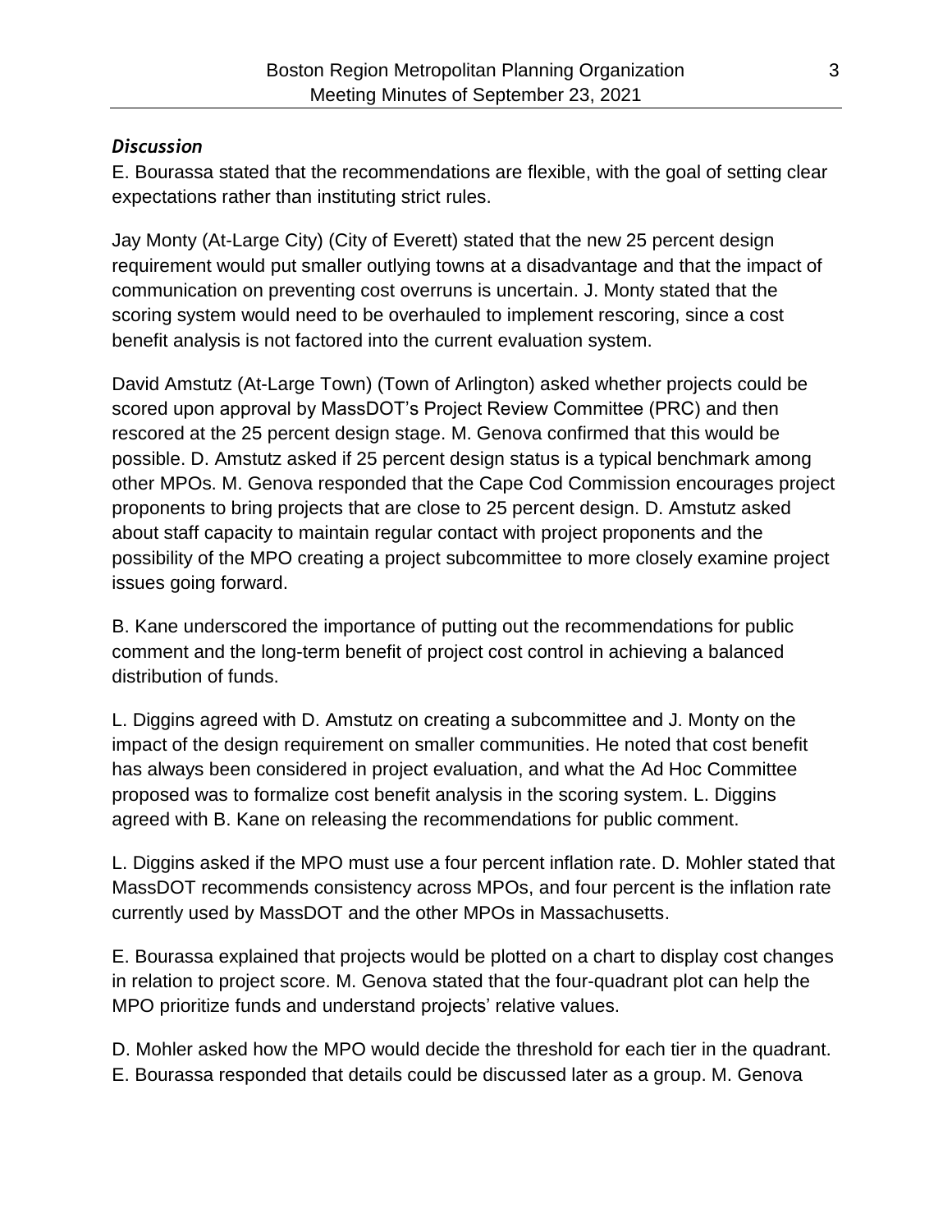### *Discussion*

E. Bourassa stated that the recommendations are flexible, with the goal of setting clear expectations rather than instituting strict rules.

Jay Monty (At-Large City) (City of Everett) stated that the new 25 percent design requirement would put smaller outlying towns at a disadvantage and that the impact of communication on preventing cost overruns is uncertain. J. Monty stated that the scoring system would need to be overhauled to implement rescoring, since a cost benefit analysis is not factored into the current evaluation system.

David Amstutz (At-Large Town) (Town of Arlington) asked whether projects could be scored upon approval by MassDOT's Project Review Committee (PRC) and then rescored at the 25 percent design stage. M. Genova confirmed that this would be possible. D. Amstutz asked if 25 percent design status is a typical benchmark among other MPOs. M. Genova responded that the Cape Cod Commission encourages project proponents to bring projects that are close to 25 percent design. D. Amstutz asked about staff capacity to maintain regular contact with project proponents and the possibility of the MPO creating a project subcommittee to more closely examine project issues going forward.

B. Kane underscored the importance of putting out the recommendations for public comment and the long-term benefit of project cost control in achieving a balanced distribution of funds.

L. Diggins agreed with D. Amstutz on creating a subcommittee and J. Monty on the impact of the design requirement on smaller communities. He noted that cost benefit has always been considered in project evaluation, and what the Ad Hoc Committee proposed was to formalize cost benefit analysis in the scoring system. L. Diggins agreed with B. Kane on releasing the recommendations for public comment.

L. Diggins asked if the MPO must use a four percent inflation rate. D. Mohler stated that MassDOT recommends consistency across MPOs, and four percent is the inflation rate currently used by MassDOT and the other MPOs in Massachusetts.

E. Bourassa explained that projects would be plotted on a chart to display cost changes in relation to project score. M. Genova stated that the four-quadrant plot can help the MPO prioritize funds and understand projects' relative values.

D. Mohler asked how the MPO would decide the threshold for each tier in the quadrant. E. Bourassa responded that details could be discussed later as a group. M. Genova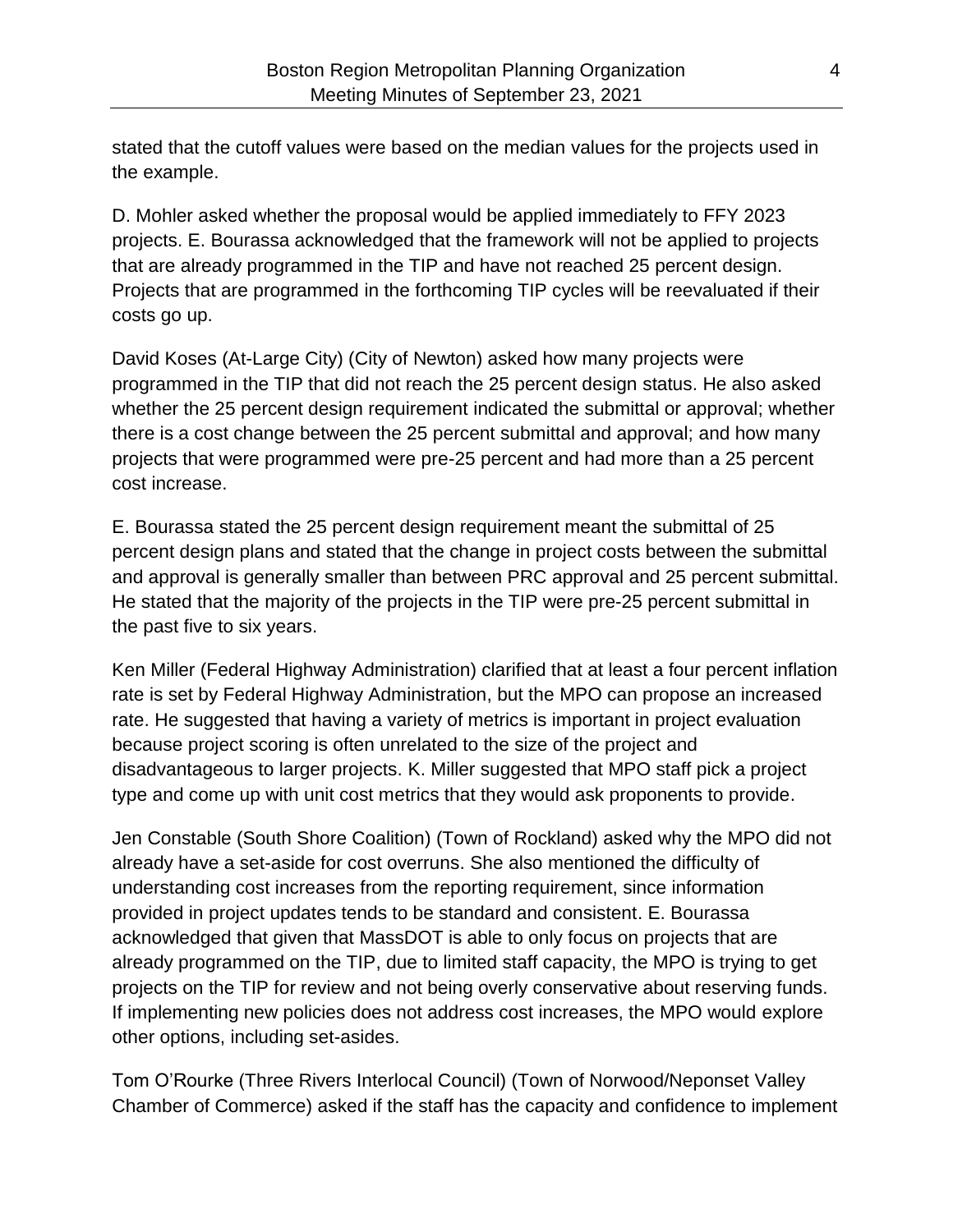stated that the cutoff values were based on the median values for the projects used in the example.

D. Mohler asked whether the proposal would be applied immediately to FFY 2023 projects. E. Bourassa acknowledged that the framework will not be applied to projects that are already programmed in the TIP and have not reached 25 percent design. Projects that are programmed in the forthcoming TIP cycles will be reevaluated if their costs go up.

David Koses (At-Large City) (City of Newton) asked how many projects were programmed in the TIP that did not reach the 25 percent design status. He also asked whether the 25 percent design requirement indicated the submittal or approval; whether there is a cost change between the 25 percent submittal and approval; and how many projects that were programmed were pre-25 percent and had more than a 25 percent cost increase.

E. Bourassa stated the 25 percent design requirement meant the submittal of 25 percent design plans and stated that the change in project costs between the submittal and approval is generally smaller than between PRC approval and 25 percent submittal. He stated that the majority of the projects in the TIP were pre-25 percent submittal in the past five to six years.

Ken Miller (Federal Highway Administration) clarified that at least a four percent inflation rate is set by Federal Highway Administration, but the MPO can propose an increased rate. He suggested that having a variety of metrics is important in project evaluation because project scoring is often unrelated to the size of the project and disadvantageous to larger projects. K. Miller suggested that MPO staff pick a project type and come up with unit cost metrics that they would ask proponents to provide.

Jen Constable (South Shore Coalition) (Town of Rockland) asked why the MPO did not already have a set-aside for cost overruns. She also mentioned the difficulty of understanding cost increases from the reporting requirement, since information provided in project updates tends to be standard and consistent. E. Bourassa acknowledged that given that MassDOT is able to only focus on projects that are already programmed on the TIP, due to limited staff capacity, the MPO is trying to get projects on the TIP for review and not being overly conservative about reserving funds. If implementing new policies does not address cost increases, the MPO would explore other options, including set-asides.

Tom O'Rourke (Three Rivers Interlocal Council) (Town of Norwood/Neponset Valley Chamber of Commerce) asked if the staff has the capacity and confidence to implement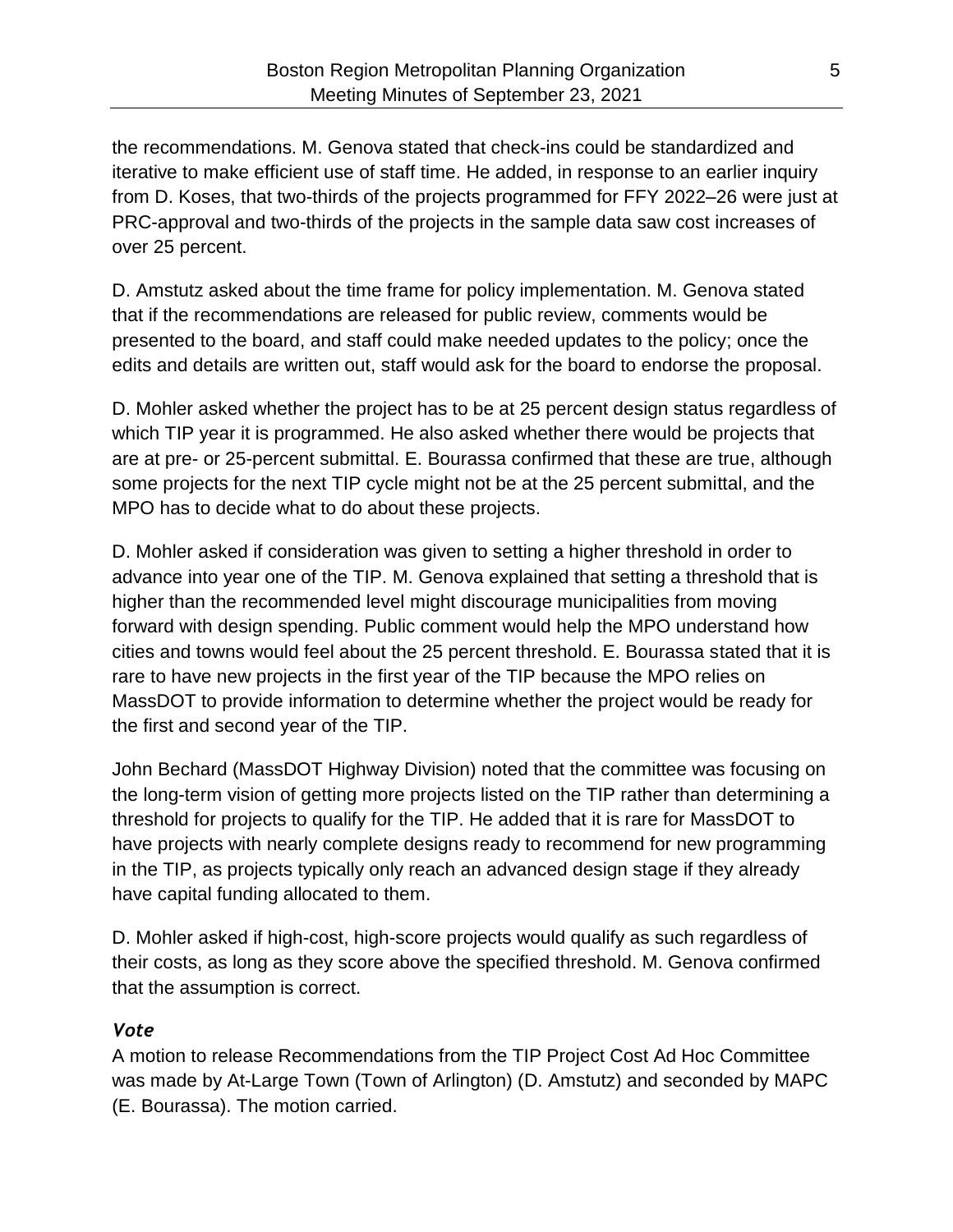the recommendations. M. Genova stated that check-ins could be standardized and iterative to make efficient use of staff time. He added, in response to an earlier inquiry from D. Koses, that two-thirds of the projects programmed for FFY 2022–26 were just at PRC-approval and two-thirds of the projects in the sample data saw cost increases of over 25 percent.

D. Amstutz asked about the time frame for policy implementation. M. Genova stated that if the recommendations are released for public review, comments would be presented to the board, and staff could make needed updates to the policy; once the edits and details are written out, staff would ask for the board to endorse the proposal.

D. Mohler asked whether the project has to be at 25 percent design status regardless of which TIP year it is programmed. He also asked whether there would be projects that are at pre- or 25-percent submittal. E. Bourassa confirmed that these are true, although some projects for the next TIP cycle might not be at the 25 percent submittal, and the MPO has to decide what to do about these projects.

D. Mohler asked if consideration was given to setting a higher threshold in order to advance into year one of the TIP. M. Genova explained that setting a threshold that is higher than the recommended level might discourage municipalities from moving forward with design spending. Public comment would help the MPO understand how cities and towns would feel about the 25 percent threshold. E. Bourassa stated that it is rare to have new projects in the first year of the TIP because the MPO relies on MassDOT to provide information to determine whether the project would be ready for the first and second year of the TIP.

John Bechard (MassDOT Highway Division) noted that the committee was focusing on the long-term vision of getting more projects listed on the TIP rather than determining a threshold for projects to qualify for the TIP. He added that it is rare for MassDOT to have projects with nearly complete designs ready to recommend for new programming in the TIP, as projects typically only reach an advanced design stage if they already have capital funding allocated to them.

D. Mohler asked if high-cost, high-score projects would qualify as such regardless of their costs, as long as they score above the specified threshold. M. Genova confirmed that the assumption is correct.

### *Vote*

A motion to release Recommendations from the TIP Project Cost Ad Hoc Committee was made by At-Large Town (Town of Arlington) (D. Amstutz) and seconded by MAPC (E. Bourassa). The motion carried.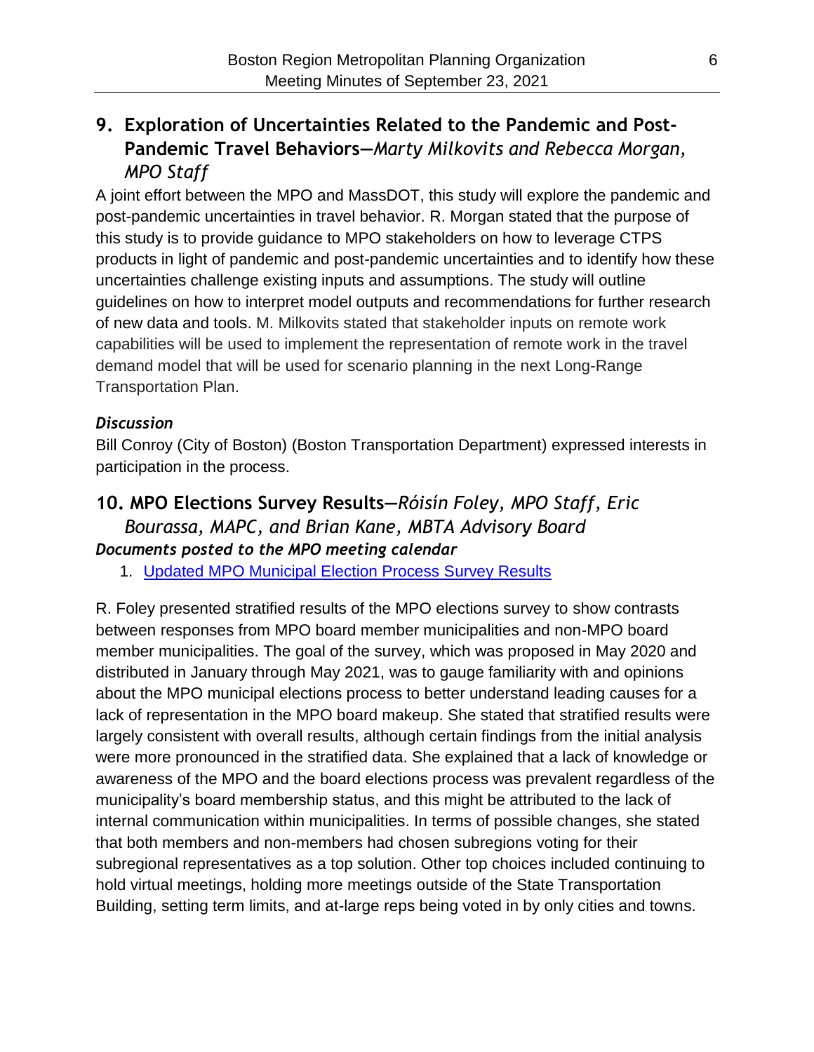## 9. Exploration of Uncertainties Related to the Pandemic and Post-Pandemic Travel Behaviors—*Marty Milkovits and Rebecca Morgan, MPO Staff*

A joint effort between the MPO and MassDOT, this study will explore the pandemic and post-pandemic uncertainties in travel behavior. R. Morgan stated that the purpose of this study is to provide guidance to MPO stakeholders on how to leverage CTPS products in light of pandemic and post-pandemic uncertainties and to identify how these uncertainties challenge existing inputs and assumptions. The study will outline guidelines on how to interpret model outputs and recommendations for further research of new data and tools. M. Milkovits stated that stakeholder inputs on remote work capabilities will be used to implement the representation of remote work in the travel demand model that will be used for scenario planning in the next Long-Range Transportation Plan.

### *Discussion*

Bill Conroy (City of Boston) (Boston Transportation Department) expressed interests in participation in the process.

## 10. MPO Elections Survey Results—*Róisín Foley, MPO Staff, Eric Bourassa, MAPC, and Brian Kane, MBTA Advisory Board*

### *Documents posted to the MPO meeting calendar*

1. Updated MPO Municipal Election Process Survey Results

R. Foley presented stratified results of the MPO elections survey to show contrasts between responses from MPO board member municipalities and non-MPO board member municipalities. The goal of the survey, which was proposed in May 2020 and distributed in January through May 2021, was to gauge familiarity with and opinions about the MPO municipal elections process to better understand leading causes for a lack of representation in the MPO board makeup. She stated that stratified results were largely consistent with overall results, although certain findings from the initial analysis were more pronounced in the stratified data. She explained that a lack of knowledge or awareness of the MPO and the board elections process was prevalent regardless of the municipality's board membership status, and this might be attributed to the lack of internal communication within municipalities. In terms of possible changes, she stated that both members and non-members had chosen subregions voting for their subregional representatives as a top solution. Other top choices included continuing to hold virtual meetings, holding more meetings outside of the State Transportation Building, setting term limits, and at-large reps being voted in by only cities and towns.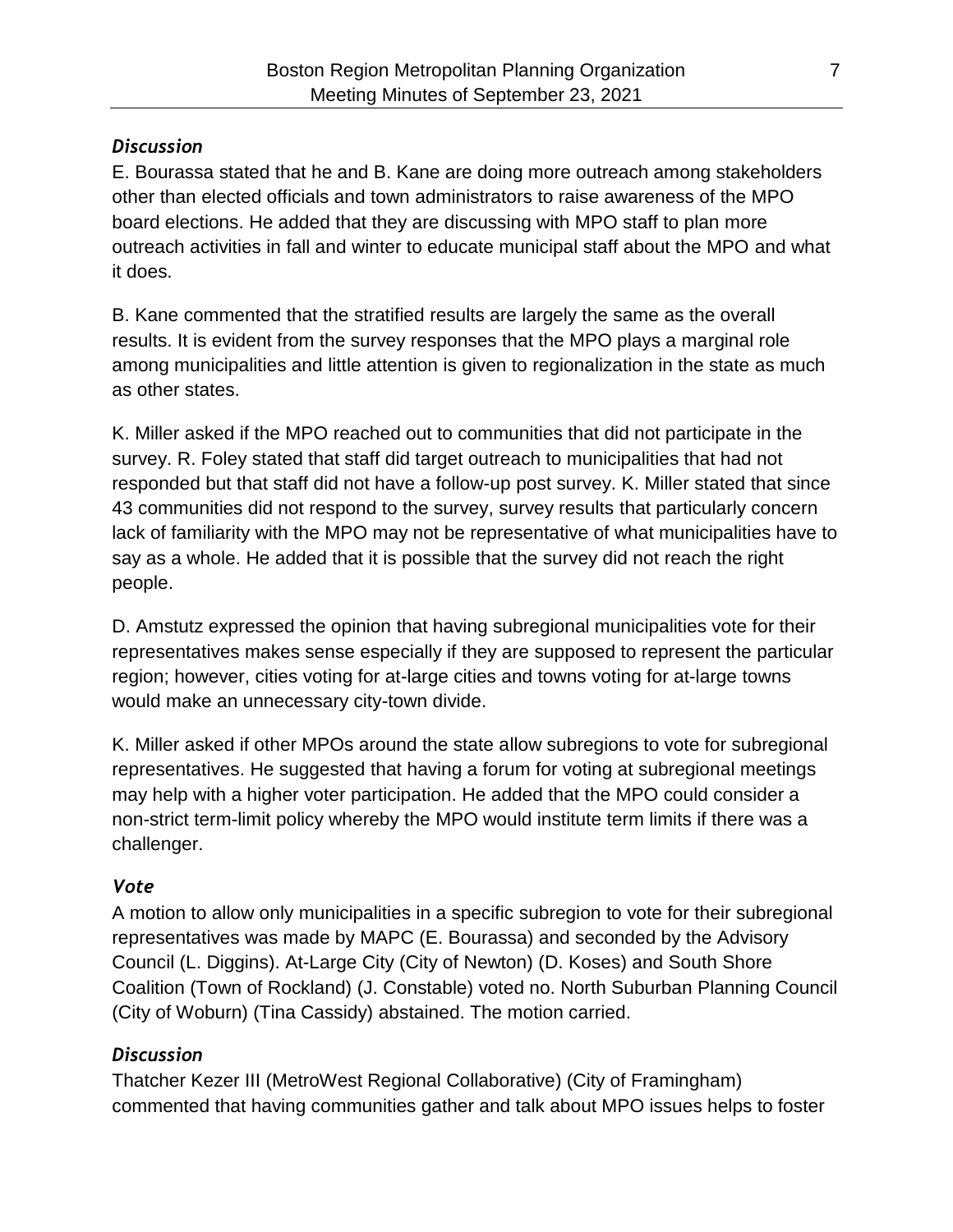### *Discussion*

E. Bourassa stated that he and B. Kane are doing more outreach among stakeholders other than elected officials and town administrators to raise awareness of the MPO board elections. He added that they are discussing with MPO staff to plan more outreach activities in fall and winter to educate municipal staff about the MPO and what it does.

B. Kane commented that the stratified results are largely the same as the overall results. It is evident from the survey responses that the MPO plays a marginal role among municipalities and little attention is given to regionalization in the state as much as other states.

K. Miller asked if the MPO reached out to communities that did not participate in the survey. R. Foley stated that staff did target outreach to municipalities that had not responded but that staff did not have a follow-up post survey. K. Miller stated that since 43 communities did not respond to the survey, survey results that particularly concern lack of familiarity with the MPO may not be representative of what municipalities have to say as a whole. He added that it is possible that the survey did not reach the right people.

D. Amstutz expressed the opinion that having subregional municipalities vote for their representatives makes sense especially if they are supposed to represent the particular region; however, cities voting for at-large cities and towns voting for at-large towns would make an unnecessary city-town divide.

K. Miller asked if other MPOs around the state allow subregions to vote for subregional representatives. He suggested that having a forum for voting at subregional meetings may help with a higher voter participation. He added that the MPO could consider a non-strict term-limit policy whereby the MPO would institute term limits if there was a challenger.

### *Vote*

A motion to allow only municipalities in a specific subregion to vote for their subregional representatives was made by MAPC (E. Bourassa) and seconded by the Advisory Council (L. Diggins). At-Large City (City of Newton) (D. Koses) and South Shore Coalition (Town of Rockland) (J. Constable) voted no. North Suburban Planning Council (City of Woburn) (Tina Cassidy) abstained. The motion carried.

### *Discussion*

Thatcher Kezer III (MetroWest Regional Collaborative) (City of Framingham) commented that having communities gather and talk about MPO issues helps to foster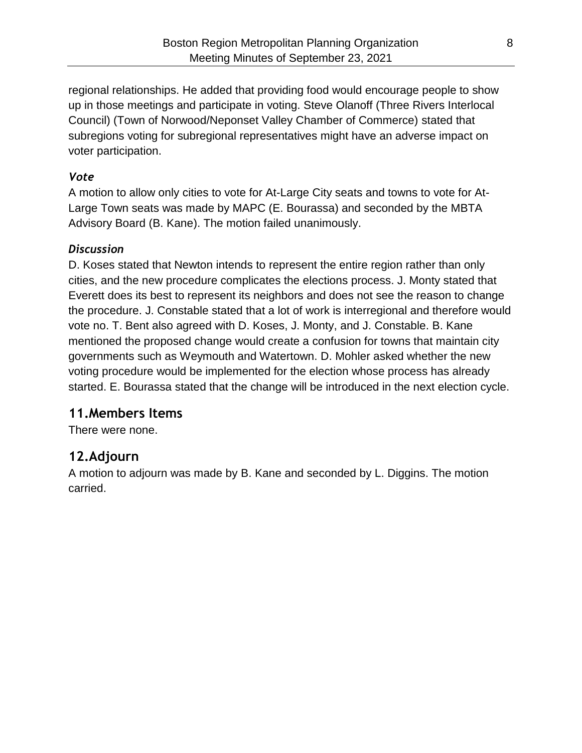regional relationships. He added that providing food would encourage people to show up in those meetings and participate in voting. Steve Olanoff (Three Rivers Interlocal Council) (Town of Norwood/Neponset Valley Chamber of Commerce) stated that subregions voting for subregional representatives might have an adverse impact on voter participation.

### *Vote*

A motion to allow only cities to vote for At-Large City seats and towns to vote for At-Large Town seats was made by MAPC (E. Bourassa) and seconded by the MBTA Advisory Board (B. Kane). The motion failed unanimously.

### *Discussion*

D. Koses stated that Newton intends to represent the entire region rather than only cities, and the new procedure complicates the elections process. J. Monty stated that Everett does its best to represent its neighbors and does not see the reason to change the procedure. J. Constable stated that a lot of work is interregional and therefore would vote no. T. Bent also agreed with D. Koses, J. Monty, and J. Constable. B. Kane mentioned the proposed change would create a confusion for towns that maintain city governments such as Weymouth and Watertown. D. Mohler asked whether the new voting procedure would be implemented for the election whose process has already started. E. Bourassa stated that the change will be introduced in the next election cycle.

## 11. Members Items

There were none.

## 12. Adjourn

A motion to adjourn was made by B. Kane and seconded by L. Diggins. The motion carried.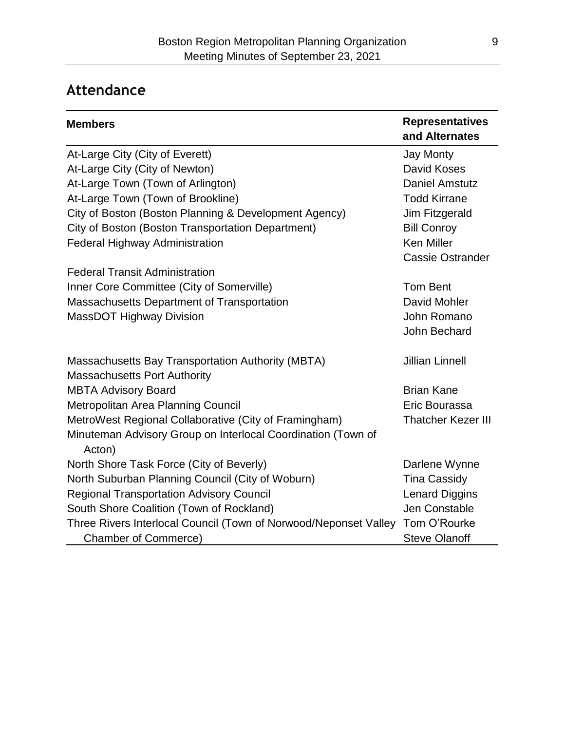## Attendance

| Members | Representatives and Alternates |
|---|---|
| At-Large City (City of Everett) | Jay Monty |
| At-Large City (City of Newton) | David Koses |
| At-Large Town (Town of Arlington) | Daniel Amstutz |
| At-Large Town (Town of Brookline) | Todd Kirrane |
| City of Boston (Boston Planning & Development Agency) | Jim Fitzgerald |
| City of Boston (Boston Transportation Department) | Bill Conroy |
| Federal Highway Administration | Ken Miller |
| | Cassie Ostrander |
| Federal Transit Administration | |
| Inner Core Committee (City of Somerville) | Tom Bent |
| Massachusetts Department of Transportation | David Mohler |
| MassDOT Highway Division | John Romano |
| | John Bechard |
| Massachusetts Bay Transportation Authority (MBTA) | Jillian Linnell |
| Massachusetts Port Authority | |
| MBTA Advisory Board | Brian Kane |
| Metropolitan Area Planning Council | Eric Bourassa |
| MetroWest Regional Collaborative (City of Framingham) | Thatcher Kezer III |
| Minuteman Advisory Group on Interlocal Coordination (Town of Acton) | |
| North Shore Task Force (City of Beverly) | Darlene Wynne |
| North Suburban Planning Council (City of Woburn) | Tina Cassidy |
| Regional Transportation Advisory Council | Lenard Diggins |
| South Shore Coalition (Town of Rockland) | Jen Constable |
| Three Rivers Interlocal Council (Town of Norwood/Neponset Valley Chamber of Commerce) | Tom O'Rourke |
| | Steve Olanoff |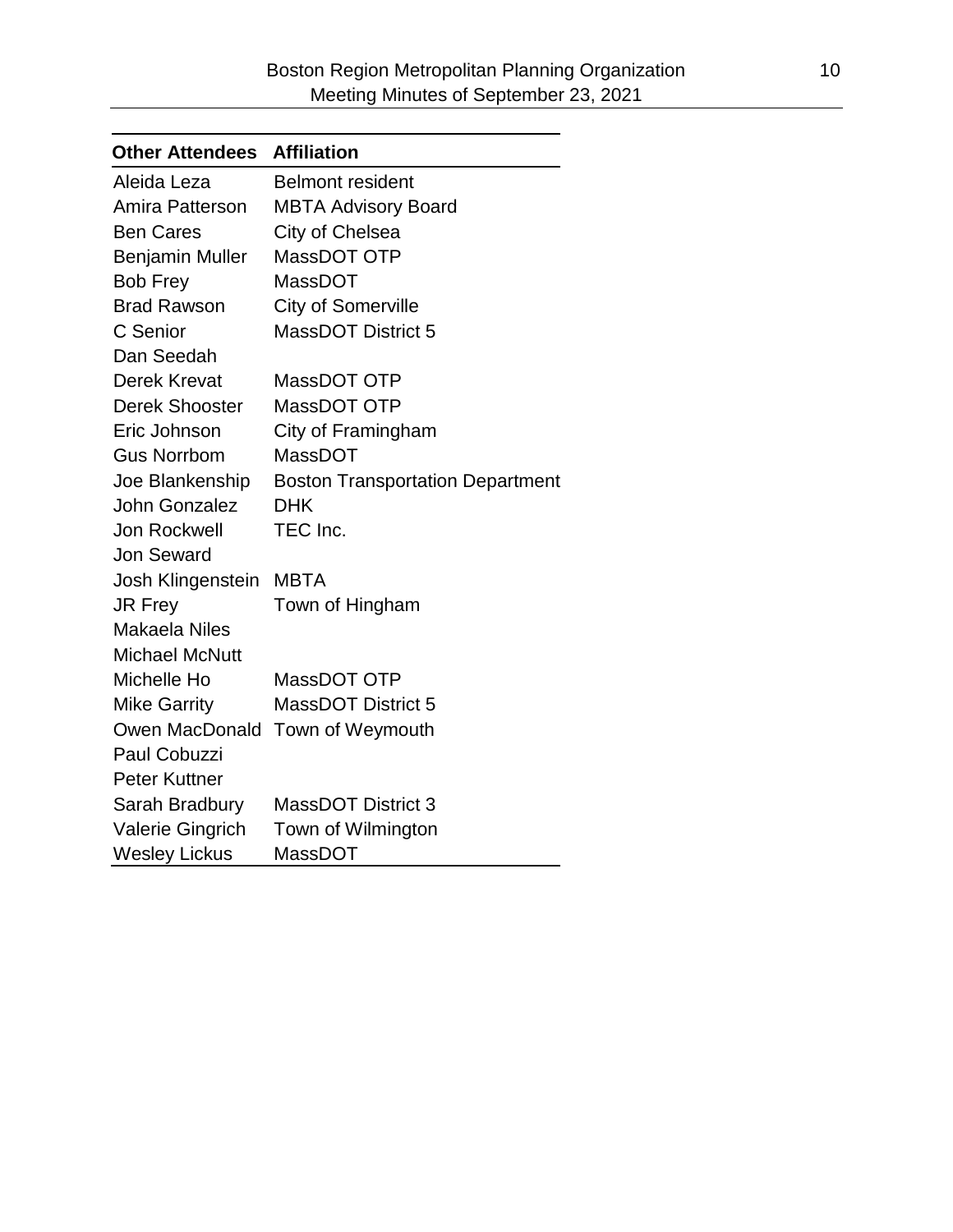| Other Attendees | Affiliation |
|---|---|
| Aleida Leza | Belmont resident |
| Amira Patterson | MBTA Advisory Board |
| Ben Cares | City of Chelsea |
| Benjamin Muller | MassDOT OTP |
| Bob Frey | MassDOT |
| Brad Rawson | City of Somerville |
| C Senior | MassDOT District 5 |
| Dan Seedah | |
| Derek Krevat | MassDOT OTP |
| Derek Shooster | MassDOT OTP |
| Eric Johnson | City of Framingham |
| Gus Norrbom | MassDOT |
| Joe Blankenship | Boston Transportation Department |
| John Gonzalez | DHK |
| Jon Rockwell | TEC Inc. |
| Jon Seward | |
| Josh Klingenstein | MBTA |
| JR Frey | Town of Hingham |
| Makaela Niles | |
| Michael McNutt | |
| Michelle Ho | MassDOT OTP |
| Mike Garrity | MassDOT District 5 |
| Owen MacDonald | Town of Weymouth |
| Paul Cobuzzi | |
| Peter Kuttner | |
| Sarah Bradbury | MassDOT District 3 |
| Valerie Gingrich | Town of Wilmington |
| Wesley Lickus | MassDOT |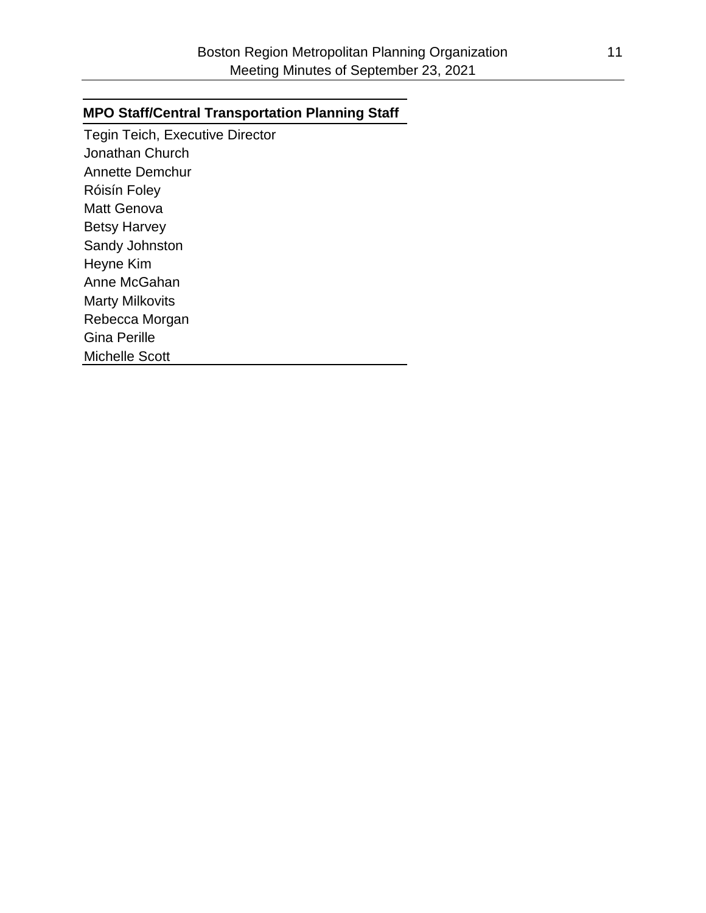| MPO Staff/Central Transportation Planning Staff |
| --- |
| Tegin Teich, Executive Director |
| Jonathan Church |
| Annette Demchur |
| Róisín Foley |
| Matt Genova |
| Betsy Harvey |
| Sandy Johnston |
| Heyne Kim |
| Anne McGahan |
| Marty Milkovits |
| Rebecca Morgan |
| Gina Perille |
| Michelle Scott |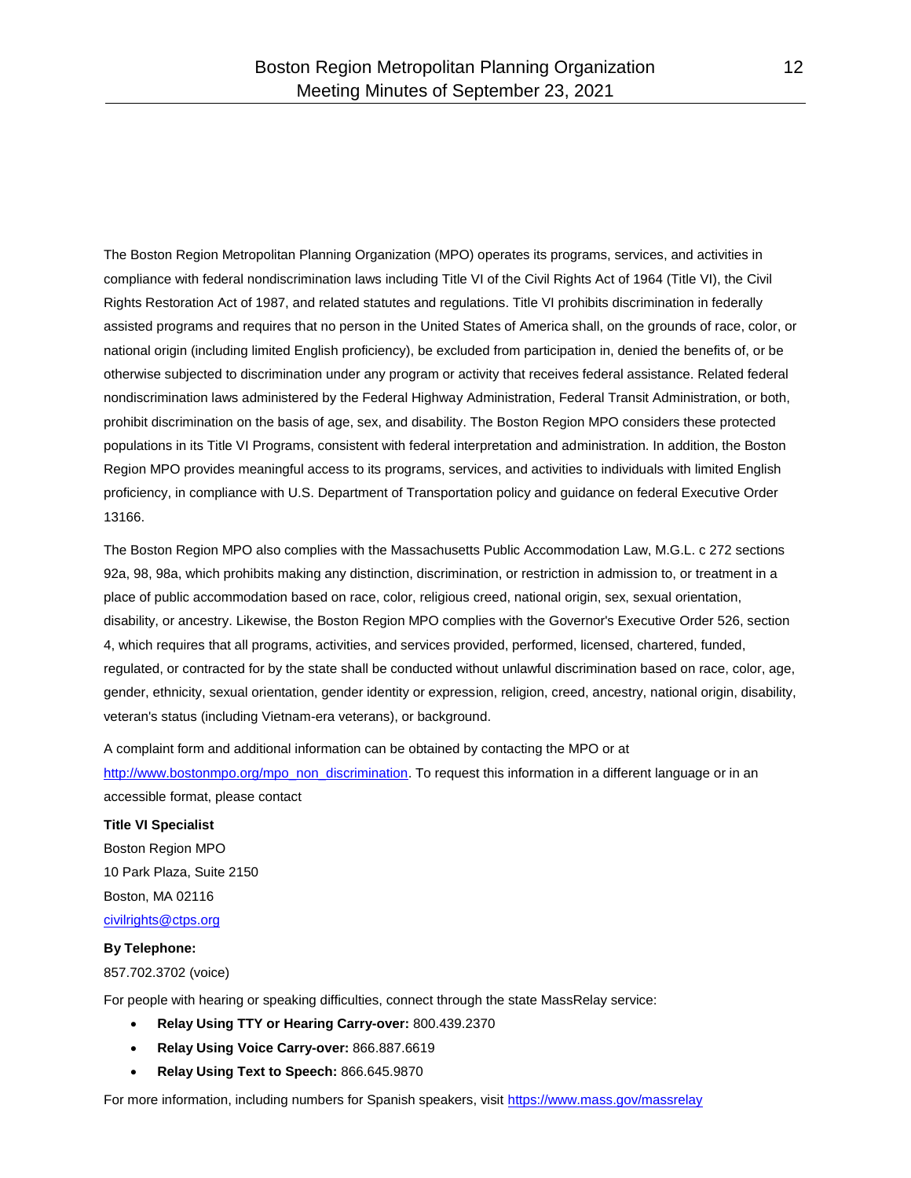The Boston Region Metropolitan Planning Organization (MPO) operates its programs, services, and activities in compliance with federal nondiscrimination laws including Title VI of the Civil Rights Act of 1964 (Title VI), the Civil Rights Restoration Act of 1987, and related statutes and regulations. Title VI prohibits discrimination in federally assisted programs and requires that no person in the United States of America shall, on the grounds of race, color, or national origin (including limited English proficiency), be excluded from participation in, denied the benefits of, or be otherwise subjected to discrimination under any program or activity that receives federal assistance. Related federal nondiscrimination laws administered by the Federal Highway Administration, Federal Transit Administration, or both, prohibit discrimination on the basis of age, sex, and disability. The Boston Region MPO considers these protected populations in its Title VI Programs, consistent with federal interpretation and administration. In addition, the Boston Region MPO provides meaningful access to its programs, services, and activities to individuals with limited English proficiency, in compliance with U.S. Department of Transportation policy and guidance on federal Executive Order 13166.

The Boston Region MPO also complies with the Massachusetts Public Accommodation Law, M.G.L. c 272 sections 92a, 98, 98a, which prohibits making any distinction, discrimination, or restriction in admission to, or treatment in a place of public accommodation based on race, color, religious creed, national origin, sex, sexual orientation, disability, or ancestry. Likewise, the Boston Region MPO complies with the Governor's Executive Order 526, section 4, which requires that all programs, activities, and services provided, performed, licensed, chartered, funded, regulated, or contracted for by the state shall be conducted without unlawful discrimination based on race, color, age, gender, ethnicity, sexual orientation, gender identity or expression, religion, creed, ancestry, national origin, disability, veteran's status (including Vietnam-era veterans), or background.

A complaint form and additional information can be obtained by contacting the MPO or at [http://www.bostonmpo.org/mpo_non_discrimination](http://www.bostonmpo.org/mpo_non_discrimination). To request this information in a different language or in an accessible format, please contact

**Title VI Specialist**
Boston Region MPO
10 Park Plaza, Suite 2150
Boston, MA 02116
[civilrights@ctps.org](mailto:civilrights@ctps.org)

**By Telephone:**
857.702.3702 (voice)

For people with hearing or speaking difficulties, connect through the state MassRelay service:

- **Relay Using TTY or Hearing Carry-over:** 800.439.2370
- **Relay Using Voice Carry-over:** 866.887.6619
- **Relay Using Text to Speech:** 866.645.9870

For more information, including numbers for Spanish speakers, visit [https://www.mass.gov/massrelay](https://www.mass.gov/massrelay)